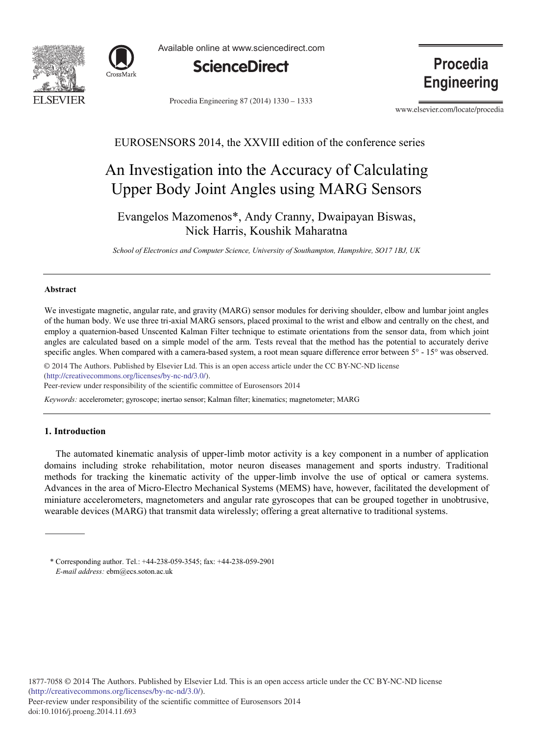EUROSENSORS 2014, the XXVIII edition of the conference series

# An Investigation into the Accuracy of Calculating Upper Body Joint Angles using MARG Sensors

Evangelos Mazomenos*, Andy Cranny, Dwaipayan Biswas, Nick Harris, Koushik Maharatna

*School of Electronics and Computer Science, University of Southampton, Hampshire, SO17 1BJ, UK*

---

## Abstract

We investigate magnetic, angular rate, and gravity (MARG) sensor modules for deriving shoulder, elbow and lumbar joint angles of the human body. We use three tri-axial MARG sensors, placed proximal to the wrist and elbow and centrally on the chest, and employ a quaternion-based Unscented Kalman Filter technique to estimate orientations from the sensor data, from which joint angles are calculated based on a simple model of the arm. Tests reveal that the method has the potential to accurately derive specific angles. When compared with a camera-based system, a root mean square difference error between 5° - 15° was observed.

© 2014 The Authors. Published by Elsevier Ltd. This is an open access article under the CC BY-NC-ND license (http://creativecommons.org/licenses/by-nc-nd/3.0/).
Peer-review under responsibility of the scientific committee of Eurosensors 2014

*Keywords:* accelerometer; gyroscope; inertao sensor; Kalman filter; kinematics; magnetometer; MARG

---

## 1. Introduction

The automated kinematic analysis of upper-limb motor activity is a key component in a number of application domains including stroke rehabilitation, motor neuron diseases management and sports industry. Traditional methods for tracking the kinematic activity of the upper-limb involve the use of optical or camera systems. Advances in the area of Micro-Electro Mechanical Systems (MEMS) have, however, facilitated the development of miniature accelerometers, magnetometers and angular rate gyroscopes that can be grouped together in unobtrusive, wearable devices (MARG) that transmit data wirelessly; offering a great alternative to traditional systems.

\* Corresponding author. Tel.: +44-238-059-3545; fax: +44-238-059-2901
*E-mail address:* ebm@ecs.soton.ac.uk

1877-7058 © 2014 The Authors. Published by Elsevier Ltd. This is an open access article under the CC BY-NC-ND license (http://creativecommons.org/licenses/by-nc-nd/3.0/).
Peer-review under responsibility of the scientific committee of Eurosensors 2014
doi:10.1016/j.proeng.2014.11.693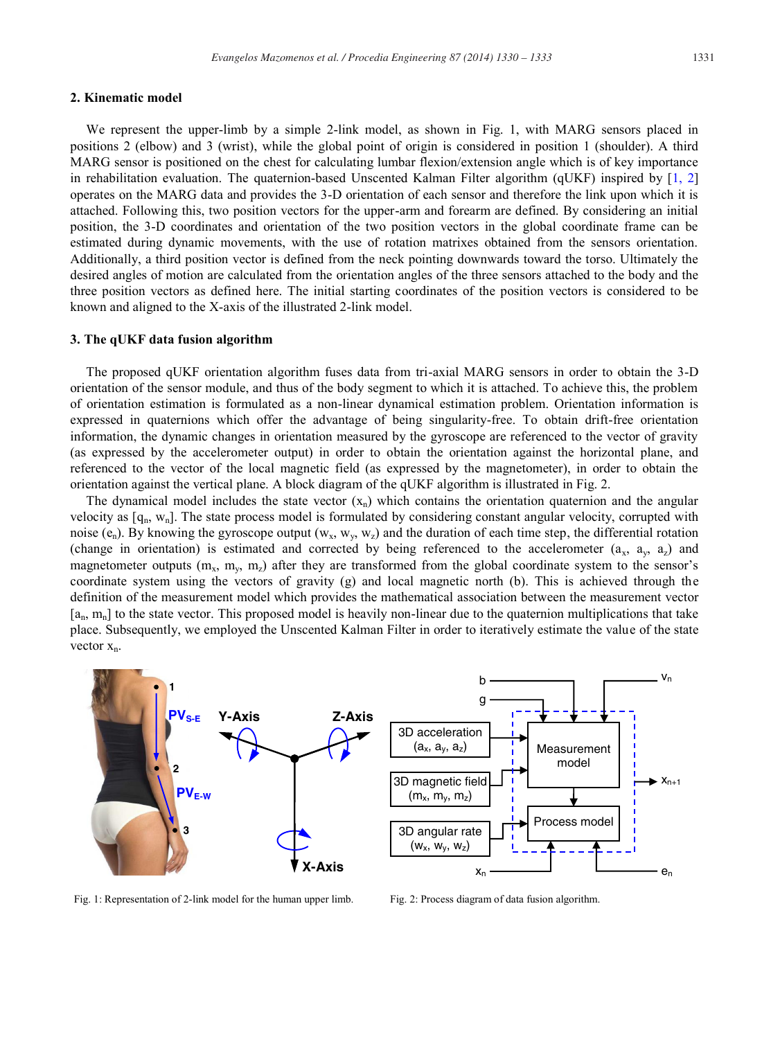## 2. Kinematic model

We represent the upper-limb by a simple 2-link model, as shown in Fig. 1, with MARG sensors placed in positions 2 (elbow) and 3 (wrist), while the global point of origin is considered in position 1 (shoulder). A third MARG sensor is positioned on the chest for calculating lumbar flexion/extension angle which is of key importance in rehabilitation evaluation. The quaternion-based Unscented Kalman Filter algorithm (qUKF) inspired by [1, 2] operates on the MARG data and provides the 3-D orientation of each sensor and therefore the link upon which it is attached. Following this, two position vectors for the upper-arm and forearm are defined. By considering an initial position, the 3-D coordinates and orientation of the two position vectors in the global coordinate frame can be estimated during dynamic movements, with the use of rotation matrixes obtained from the sensors orientation. Additionally, a third position vector is defined from the neck pointing downwards toward the torso. Ultimately the desired angles of motion are calculated from the orientation angles of the three sensors attached to the body and the three position vectors as defined here. The initial starting coordinates of the position vectors is considered to be known and aligned to the X-axis of the illustrated 2-link model.

## 3. The qUKF data fusion algorithm

The proposed qUKF orientation algorithm fuses data from tri-axial MARG sensors in order to obtain the 3-D orientation of the sensor module, and thus of the body segment to which it is attached. To achieve this, the problem of orientation estimation is formulated as a non-linear dynamical estimation problem. Orientation information is expressed in quaternions which offer the advantage of being singularity-free. To obtain drift-free orientation information, the dynamic changes in orientation measured by the gyroscope are referenced to the vector of gravity (as expressed by the accelerometer output) in order to obtain the orientation against the horizontal plane, and referenced to the vector of the local magnetic field (as expressed by the magnetometer), in order to obtain the orientation against the vertical plane. A block diagram of the qUKF algorithm is illustrated in Fig. 2.

The dynamical model includes the state vector ($x_n$) which contains the orientation quaternion and the angular velocity as [$q_n$, $w_n$]. The state process model is formulated by considering constant angular velocity, corrupted with noise ($e_n$). By knowing the gyroscope output ($w_x$, $w_y$, $w_z$) and the duration of each time step, the differential rotation (change in orientation) is estimated and corrected by being referenced to the accelerometer ($a_x$, $a_y$, $a_z$) and magnetometer outputs ($m_x$, $m_y$, $m_z$) after they are transformed from the global coordinate system to the sensor's coordinate system using the vectors of gravity (g) and local magnetic north (b). This is achieved through the definition of the measurement model which provides the mathematical association between the measurement vector [$a_n$, $m_n$] to the state vector. This proposed model is heavily non-linear due to the quaternion multiplications that take place. Subsequently, we employed the Unscented Kalman Filter in order to iteratively estimate the value of the state vector $x_n$.

Fig. 1: Representation of 2-link model for the human upper limb.

Fig. 2: Process diagram of data fusion algorithm.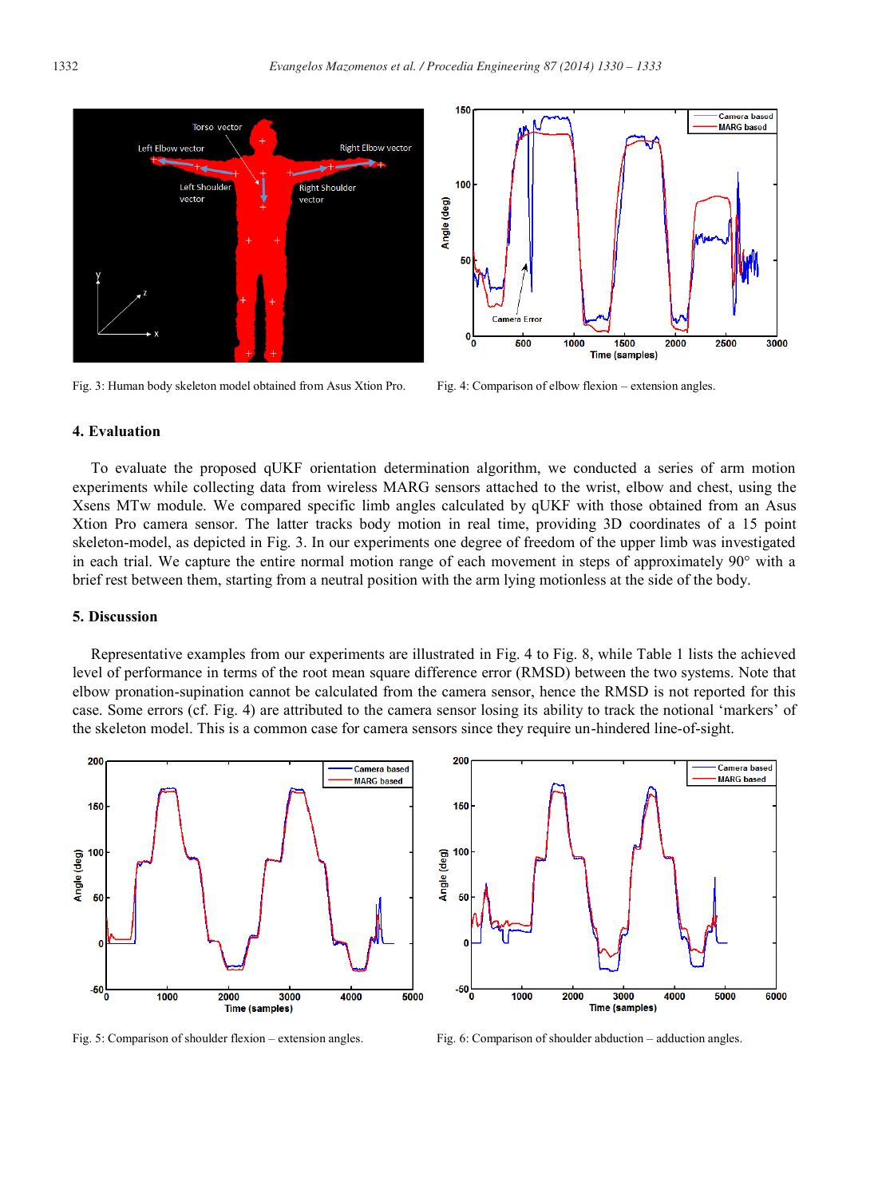Fig. 3: Human body skeleton model obtained from Asus Xtion Pro.

Fig. 4: Comparison of elbow flexion – extension angles.

## 4. Evaluation

To evaluate the proposed qUKF orientation determination algorithm, we conducted a series of arm motion experiments while collecting data from wireless MARG sensors attached to the wrist, elbow and chest, using the Xsens MTw module. We compared specific limb angles calculated by qUKF with those obtained from an Asus Xtion Pro camera sensor. The latter tracks body motion in real time, providing 3D coordinates of a 15 point skeleton-model, as depicted in Fig. 3. In our experiments one degree of freedom of the upper limb was investigated in each trial. We capture the entire normal motion range of each movement in steps of approximately 90° with a brief rest between them, starting from a neutral position with the arm lying motionless at the side of the body.

## 5. Discussion

Representative examples from our experiments are illustrated in Fig. 4 to Fig. 8, while Table 1 lists the achieved level of performance in terms of the root mean square difference error (RMSD) between the two systems. Note that elbow pronation-supination cannot be calculated from the camera sensor, hence the RMSD is not reported for this case. Some errors (cf. Fig. 4) are attributed to the camera sensor losing its ability to track the notional 'markers' of the skeleton model. This is a common case for camera sensors since they require un-hindered line-of-sight.

Fig. 5: Comparison of shoulder flexion – extension angles.

Fig. 6: Comparison of shoulder abduction – adduction angles.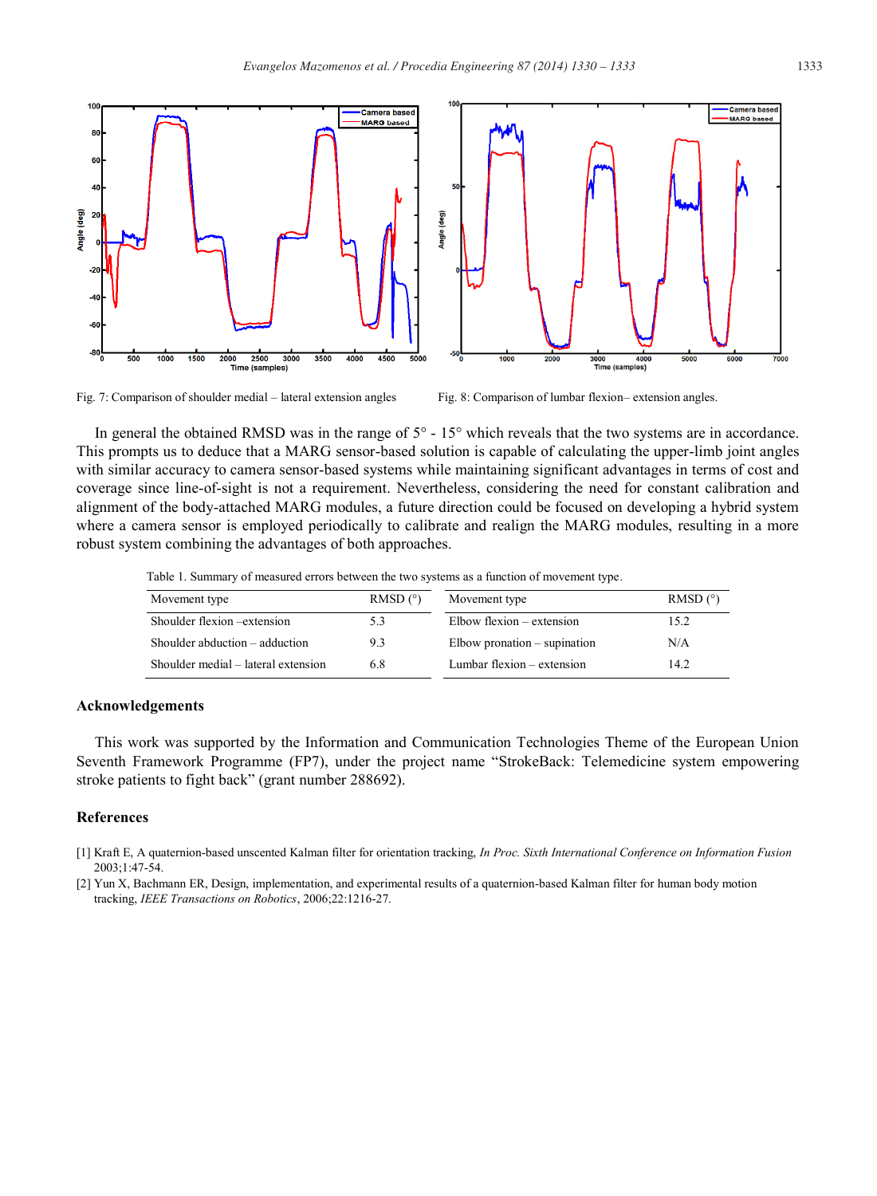Camera based
MARG based

Angle (deg)

Time (samples)

100
80
60
40
20
0
-20
-40
-60
-80

0 500 1000 1500 2000 2500 3000 3500 4000 4500 5000

Fig. 7: Comparison of shoulder medial – lateral extension angles

Camera based
MARG based

Angle (deg)

Time (samples)

100
50
0
-50

0 1000 2000 3000 4000 5000 6000 7000

Fig. 8: Comparison of lumbar flexion– extension angles.

In general the obtained RMSD was in the range of 5° - 15° which reveals that the two systems are in accordance. This prompts us to deduce that a MARG sensor-based solution is capable of calculating the upper-limb joint angles with similar accuracy to camera sensor-based systems while maintaining significant advantages in terms of cost and coverage since line-of-sight is not a requirement. Nevertheless, considering the need for constant calibration and alignment of the body-attached MARG modules, a future direction could be focused on developing a hybrid system where a camera sensor is employed periodically to calibrate and realign the MARG modules, resulting in a more robust system combining the advantages of both approaches.

Table 1. Summary of measured errors between the two systems as a function of movement type.

| Movement type | RMSD (°) | Movement type | RMSD (°) |
|---|---|---|---|
| Shoulder flexion –extension | 5.3 | Elbow flexion – extension | 15.2 |
| Shoulder abduction – adduction | 9.3 | Elbow pronation – supination | N/A |
| Shoulder medial – lateral extension | 6.8 | Lumbar flexion – extension | 14.2 |

## Acknowledgements

This work was supported by the Information and Communication Technologies Theme of the European Union Seventh Framework Programme (FP7), under the project name "StrokeBack: Telemedicine system empowering stroke patients to fight back" (grant number 288692).

## References

[1] Kraft E, A quaternion-based unscented Kalman filter for orientation tracking, *In Proc. Sixth International Conference on Information Fusion* 2003;1:47-54.

[2] Yun X, Bachmann ER, Design, implementation, and experimental results of a quaternion-based Kalman filter for human body motion tracking, *IEEE Transactions on Robotics*, 2006;22:1216-27.